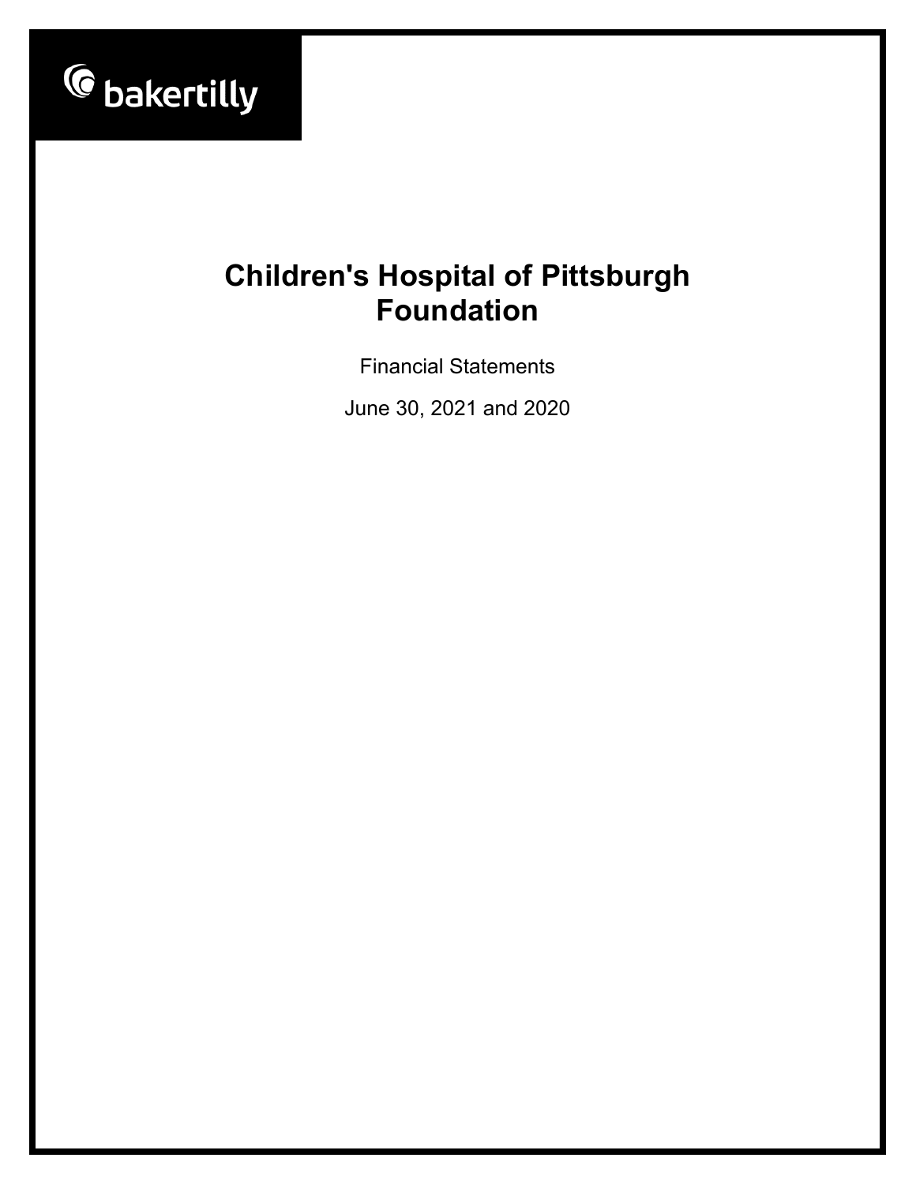bakertilly

# Children's Hospital of Pittsburgh Foundation

Financial Statements

June 30, 2021 and 2020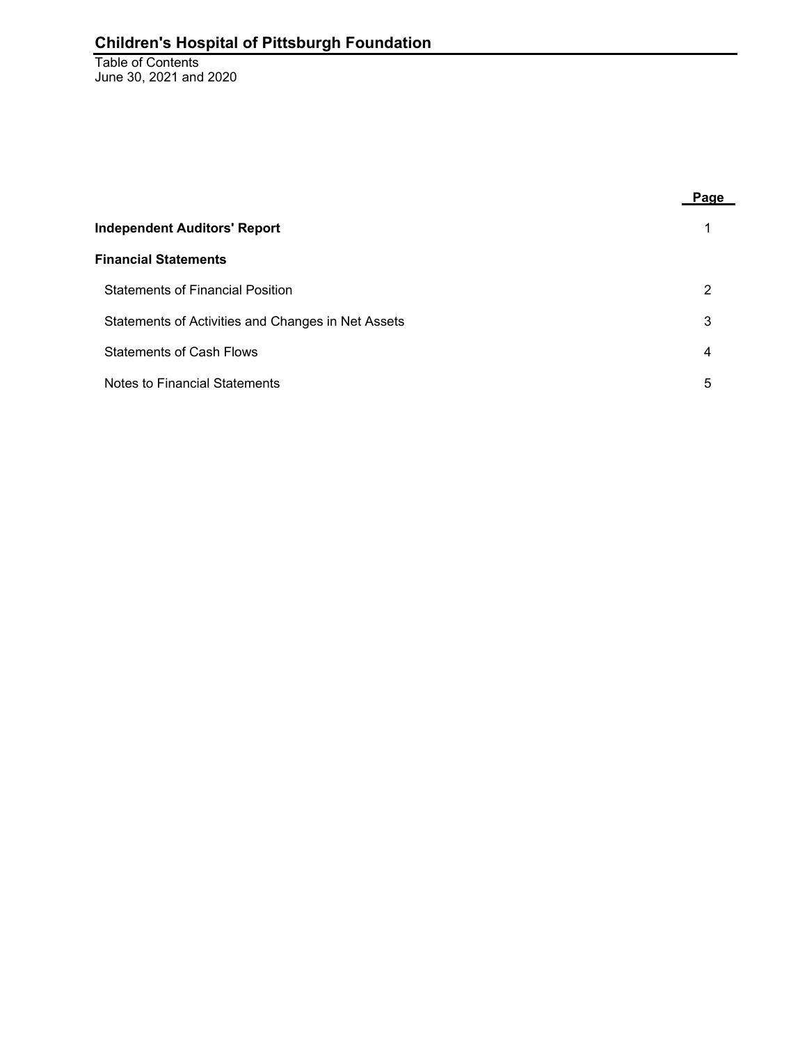# Children's Hospital of Pittsburgh Foundation

Table of Contents
June 30, 2021 and 2020

| | Page |
|---|---|
| **Independent Auditors' Report** | 1 |
| **Financial Statements** | |
| Statements of Financial Position | 2 |
| Statements of Activities and Changes in Net Assets | 3 |
| Statements of Cash Flows | 4 |
| Notes to Financial Statements | 5 |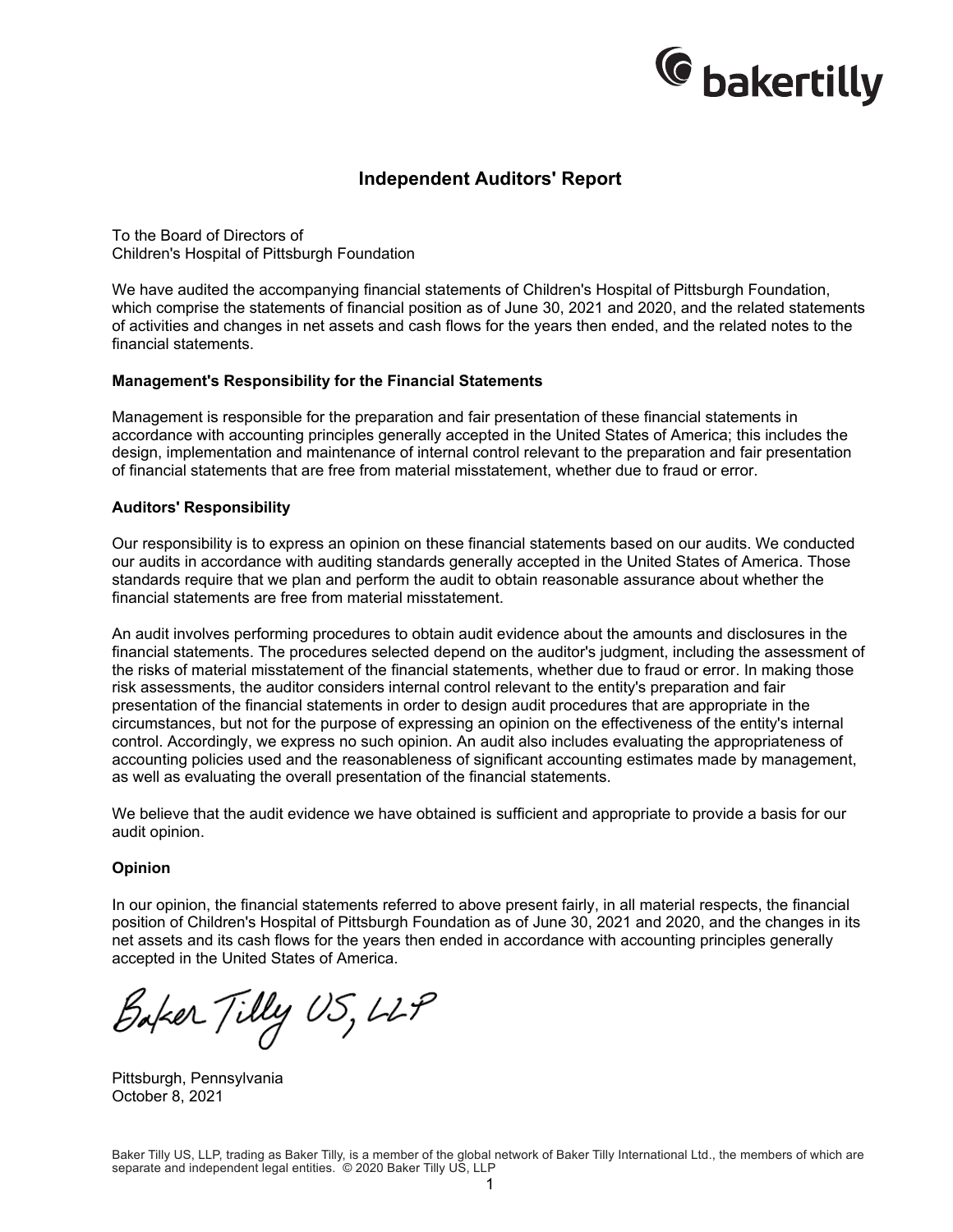# Independent Auditors' Report

To the Board of Directors of
Children's Hospital of Pittsburgh Foundation

We have audited the accompanying financial statements of Children's Hospital of Pittsburgh Foundation, which comprise the statements of financial position as of June 30, 2021 and 2020, and the related statements of activities and changes in net assets and cash flows for the years then ended, and the related notes to the financial statements.

**Management's Responsibility for the Financial Statements**

Management is responsible for the preparation and fair presentation of these financial statements in accordance with accounting principles generally accepted in the United States of America; this includes the design, implementation and maintenance of internal control relevant to the preparation and fair presentation of financial statements that are free from material misstatement, whether due to fraud or error.

**Auditors' Responsibility**

Our responsibility is to express an opinion on these financial statements based on our audits. We conducted our audits in accordance with auditing standards generally accepted in the United States of America. Those standards require that we plan and perform the audit to obtain reasonable assurance about whether the financial statements are free from material misstatement.

An audit involves performing procedures to obtain audit evidence about the amounts and disclosures in the financial statements. The procedures selected depend on the auditor's judgment, including the assessment of the risks of material misstatement of the financial statements, whether due to fraud or error. In making those risk assessments, the auditor considers internal control relevant to the entity's preparation and fair presentation of the financial statements in order to design audit procedures that are appropriate in the circumstances, but not for the purpose of expressing an opinion on the effectiveness of the entity's internal control. Accordingly, we express no such opinion. An audit also includes evaluating the appropriateness of accounting policies used and the reasonableness of significant accounting estimates made by management, as well as evaluating the overall presentation of the financial statements.

We believe that the audit evidence we have obtained is sufficient and appropriate to provide a basis for our audit opinion.

**Opinion**

In our opinion, the financial statements referred to above present fairly, in all material respects, the financial position of Children's Hospital of Pittsburgh Foundation as of June 30, 2021 and 2020, and the changes in its net assets and its cash flows for the years then ended in accordance with accounting principles generally accepted in the United States of America.

Baker Tilly US, LLP

Pittsburgh, Pennsylvania
October 8, 2021

Baker Tilly US, LLP, trading as Baker Tilly, is a member of the global network of Baker Tilly International Ltd., the members of which are separate and independent legal entities. © 2020 Baker Tilly US, LLP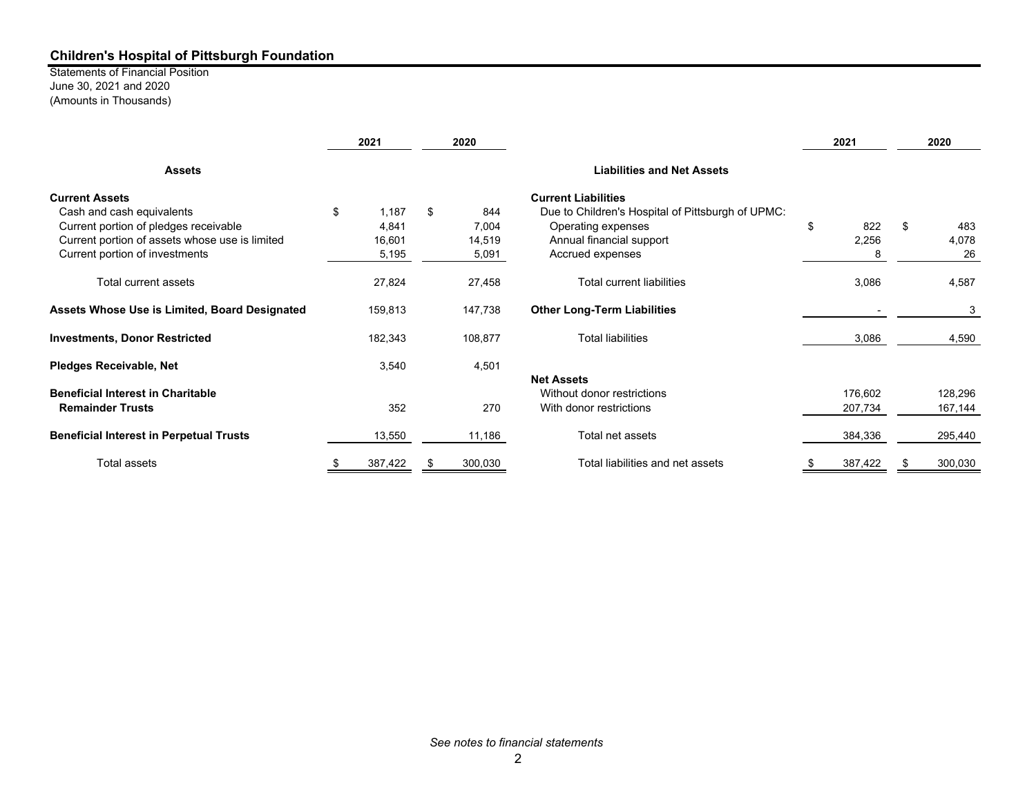## Children's Hospital of Pittsburgh Foundation

Statements of Financial Position
June 30, 2021 and 2020
(Amounts in Thousands)

| | 2021 | 2020 |
|---|---|---|
| **Assets** | | |
| **Current Assets** | | |
| Cash and cash equivalents | $ 1,187 | $ 844 |
| Current portion of pledges receivable | 4,841 | 7,004 |
| Current portion of assets whose use is limited | 16,601 | 14,519 |
| Current portion of investments | 5,195 | 5,091 |
| Total current assets | 27,824 | 27,458 |
| **Assets Whose Use is Limited, Board Designated** | 159,813 | 147,738 |
| **Investments, Donor Restricted** | 182,343 | 108,877 |
| **Pledges Receivable, Net** | 3,540 | 4,501 |
| **Beneficial Interest in Charitable Remainder Trusts** | 352 | 270 |
| **Beneficial Interest in Perpetual Trusts** | 13,550 | 11,186 |
| Total assets | $ 387,422 | $ 300,030 |

| | 2021 | 2020 |
|---|---|---|
| **Liabilities and Net Assets** | | |
| **Current Liabilities** | | |
| Due to Children's Hospital of Pittsburgh of UPMC: | | |
| Operating expenses | $ 822 | $ 483 |
| Annual financial support | 2,256 | 4,078 |
| Accrued expenses | 8 | 26 |
| Total current liabilities | 3,086 | 4,587 |
| **Other Long-Term Liabilities** | - | 3 |
| Total liabilities | 3,086 | 4,590 |
| **Net Assets** | | |
| Without donor restrictions | 176,602 | 128,296 |
| With donor restrictions | 207,734 | 167,144 |
| Total net assets | 384,336 | 295,440 |
| Total liabilities and net assets | $ 387,422 | $ 300,030 |

*See notes to financial statements*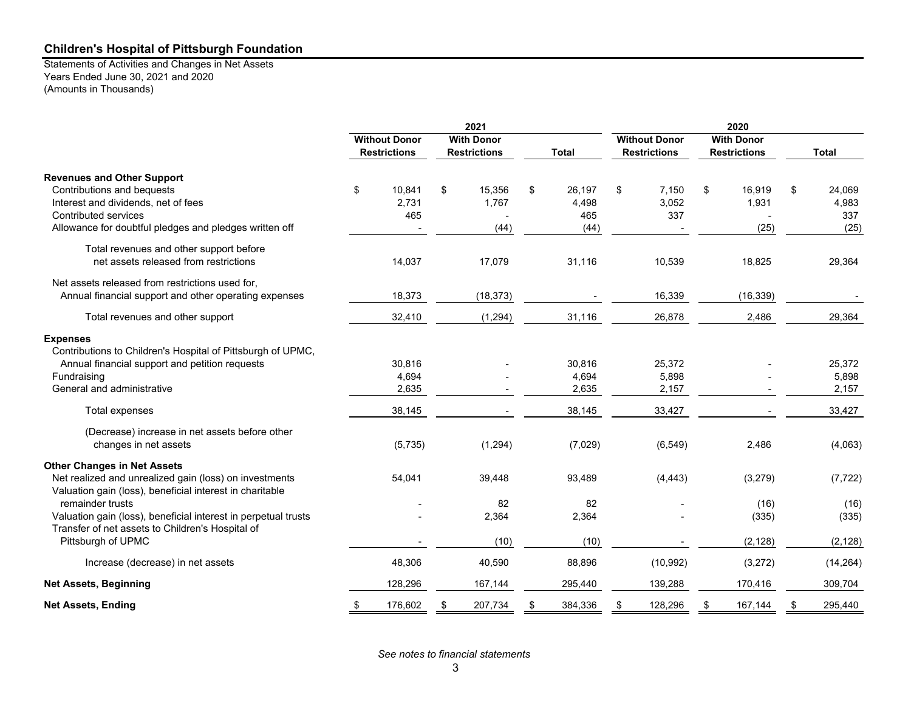## Children's Hospital of Pittsburgh Foundation

Statements of Activities and Changes in Net Assets
Years Ended June 30, 2021 and 2020
(Amounts in Thousands)

| | 2021 | | | 2020 | | |
|---|---|---|---|---|---|---|
| | Without Donor Restrictions | With Donor Restrictions | Total | Without Donor Restrictions | With Donor Restrictions | Total |
| **Revenues and Other Support** | | | | | | |
| Contributions and bequests | $ 10,841 | $ 15,356 | $ 26,197 | $ 7,150 | $ 16,919 | $ 24,069 |
| Interest and dividends, net of fees | 2,731 | 1,767 | 4,498 | 3,052 | 1,931 | 4,983 |
| Contributed services | 465 | - | 465 | 337 | - | 337 |
| Allowance for doubtful pledges and pledges written off | - | (44) | (44) | - | (25) | (25) |
| Total revenues and other support before net assets released from restrictions | 14,037 | 17,079 | 31,116 | 10,539 | 18,825 | 29,364 |
| Net assets released from restrictions used for, Annual financial support and other operating expenses | 18,373 | (18,373) | - | 16,339 | (16,339) | - |
| Total revenues and other support | 32,410 | (1,294) | 31,116 | 26,878 | 2,486 | 29,364 |
| **Expenses** | | | | | | |
| Contributions to Children's Hospital of Pittsburgh of UPMC, Annual financial support and petition requests | 30,816 | - | 30,816 | 25,372 | - | 25,372 |
| Fundraising | 4,694 | - | 4,694 | 5,898 | - | 5,898 |
| General and administrative | 2,635 | - | 2,635 | 2,157 | - | 2,157 |
| Total expenses | 38,145 | - | 38,145 | 33,427 | - | 33,427 |
| (Decrease) increase in net assets before other changes in net assets | (5,735) | (1,294) | (7,029) | (6,549) | 2,486 | (4,063) |
| **Other Changes in Net Assets** | | | | | | |
| Net realized and unrealized gain (loss) on investments | 54,041 | 39,448 | 93,489 | (4,443) | (3,279) | (7,722) |
| Valuation gain (loss), beneficial interest in charitable remainder trusts | - | 82 | 82 | - | (16) | (16) |
| Valuation gain (loss), beneficial interest in perpetual trusts | - | 2,364 | 2,364 | - | (335) | (335) |
| Transfer of net assets to Children's Hospital of Pittsburgh of UPMC | - | (10) | (10) | - | (2,128) | (2,128) |
| Increase (decrease) in net assets | 48,306 | 40,590 | 88,896 | (10,992) | (3,272) | (14,264) |
| **Net Assets, Beginning** | 128,296 | 167,144 | 295,440 | 139,288 | 170,416 | 309,704 |
| **Net Assets, Ending** | $ 176,602 | $ 207,734 | $ 384,336 | $ 128,296 | $ 167,144 | $ 295,440 |

*See notes to financial statements*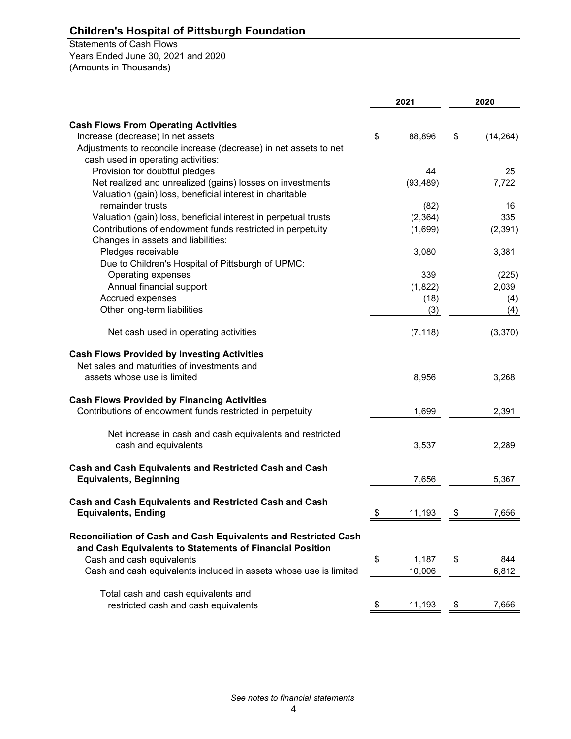# Children's Hospital of Pittsburgh Foundation

Statements of Cash Flows
Years Ended June 30, 2021 and 2020
(Amounts in Thousands)

| | 2021 | 2020 |
|---|---|---|
| **Cash Flows From Operating Activities** | | |
| Increase (decrease) in net assets | $ 88,896 | $ (14,264) |
| Adjustments to reconcile increase (decrease) in net assets to net cash used in operating activities: | | |
| Provision for doubtful pledges | 44 | 25 |
| Net realized and unrealized (gains) losses on investments | (93,489) | 7,722 |
| Valuation (gain) loss, beneficial interest in charitable remainder trusts | (82) | 16 |
| Valuation (gain) loss, beneficial interest in perpetual trusts | (2,364) | 335 |
| Contributions of endowment funds restricted in perpetuity | (1,699) | (2,391) |
| Changes in assets and liabilities: | | |
| Pledges receivable | 3,080 | 3,381 |
| Due to Children's Hospital of Pittsburgh of UPMC: | | |
| Operating expenses | 339 | (225) |
| Annual financial support | (1,822) | 2,039 |
| Accrued expenses | (18) | (4) |
| Other long-term liabilities | (3) | (4) |
| Net cash used in operating activities | (7,118) | (3,370) |
| **Cash Flows Provided by Investing Activities** | | |
| Net sales and maturities of investments and assets whose use is limited | 8,956 | 3,268 |
| **Cash Flows Provided by Financing Activities** | | |
| Contributions of endowment funds restricted in perpetuity | 1,699 | 2,391 |
| Net increase in cash and cash equivalents and restricted cash and equivalents | 3,537 | 2,289 |
| **Cash and Cash Equivalents and Restricted Cash and Cash Equivalents, Beginning** | 7,656 | 5,367 |
| **Cash and Cash Equivalents and Restricted Cash and Cash Equivalents, Ending** | $ 11,193 | $ 7,656 |
| **Reconciliation of Cash and Cash Equivalents and Restricted Cash and Cash Equivalents to Statements of Financial Position** | | |
| Cash and cash equivalents | $ 1,187 | $ 844 |
| Cash and cash equivalents included in assets whose use is limited | 10,006 | 6,812 |
| Total cash and cash equivalents and restricted cash and cash equivalents | $ 11,193 | $ 7,656 |

*See notes to financial statements*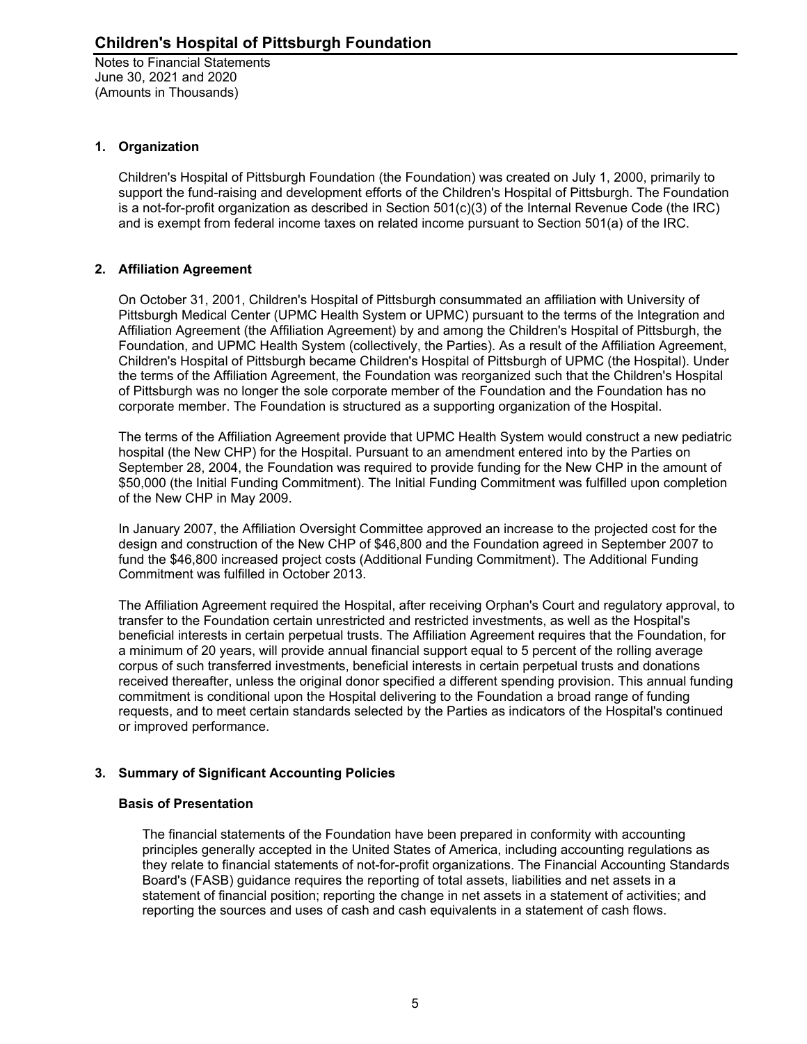# Children's Hospital of Pittsburgh Foundation

Notes to Financial Statements
June 30, 2021 and 2020
(Amounts in Thousands)

## 1. Organization

Children's Hospital of Pittsburgh Foundation (the Foundation) was created on July 1, 2000, primarily to support the fund-raising and development efforts of the Children's Hospital of Pittsburgh. The Foundation is a not-for-profit organization as described in Section 501(c)(3) of the Internal Revenue Code (the IRC) and is exempt from federal income taxes on related income pursuant to Section 501(a) of the IRC.

## 2. Affiliation Agreement

On October 31, 2001, Children's Hospital of Pittsburgh consummated an affiliation with University of Pittsburgh Medical Center (UPMC Health System or UPMC) pursuant to the terms of the Integration and Affiliation Agreement (the Affiliation Agreement) by and among the Children's Hospital of Pittsburgh, the Foundation, and UPMC Health System (collectively, the Parties). As a result of the Affiliation Agreement, Children's Hospital of Pittsburgh became Children's Hospital of Pittsburgh of UPMC (the Hospital). Under the terms of the Affiliation Agreement, the Foundation was reorganized such that the Children's Hospital of Pittsburgh was no longer the sole corporate member of the Foundation and the Foundation has no corporate member. The Foundation is structured as a supporting organization of the Hospital.

The terms of the Affiliation Agreement provide that UPMC Health System would construct a new pediatric hospital (the New CHP) for the Hospital. Pursuant to an amendment entered into by the Parties on September 28, 2004, the Foundation was required to provide funding for the New CHP in the amount of $50,000 (the Initial Funding Commitment). The Initial Funding Commitment was fulfilled upon completion of the New CHP in May 2009.

In January 2007, the Affiliation Oversight Committee approved an increase to the projected cost for the design and construction of the New CHP of $46,800 and the Foundation agreed in September 2007 to fund the $46,800 increased project costs (Additional Funding Commitment). The Additional Funding Commitment was fulfilled in October 2013.

The Affiliation Agreement required the Hospital, after receiving Orphan's Court and regulatory approval, to transfer to the Foundation certain unrestricted and restricted investments, as well as the Hospital's beneficial interests in certain perpetual trusts. The Affiliation Agreement requires that the Foundation, for a minimum of 20 years, will provide annual financial support equal to 5 percent of the rolling average corpus of such transferred investments, beneficial interests in certain perpetual trusts and donations received thereafter, unless the original donor specified a different spending provision. This annual funding commitment is conditional upon the Hospital delivering to the Foundation a broad range of funding requests, and to meet certain standards selected by the Parties as indicators of the Hospital's continued or improved performance.

## 3. Summary of Significant Accounting Policies

### Basis of Presentation

The financial statements of the Foundation have been prepared in conformity with accounting principles generally accepted in the United States of America, including accounting regulations as they relate to financial statements of not-for-profit organizations. The Financial Accounting Standards Board's (FASB) guidance requires the reporting of total assets, liabilities and net assets in a statement of financial position; reporting the change in net assets in a statement of activities; and reporting the sources and uses of cash and cash equivalents in a statement of cash flows.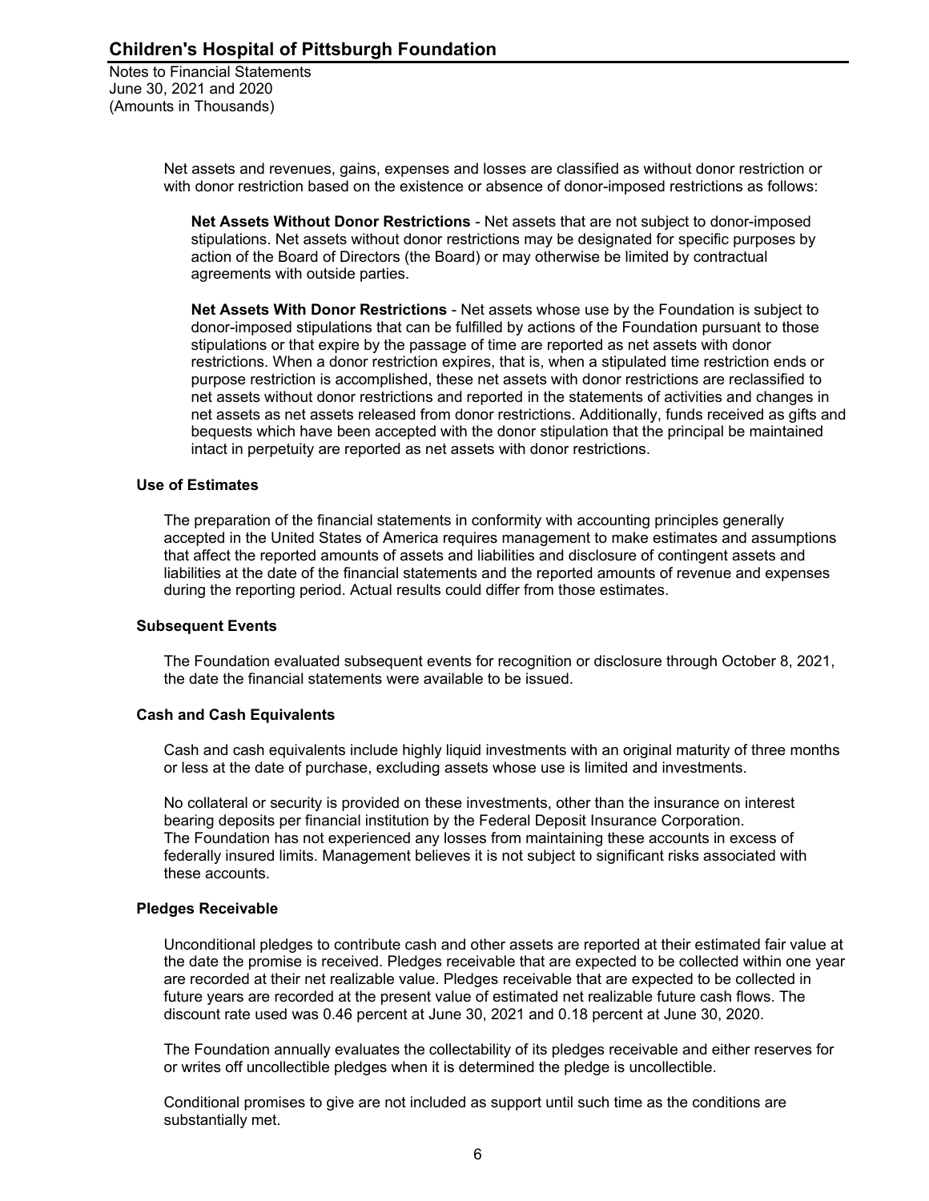Net assets and revenues, gains, expenses and losses are classified as without donor restriction or with donor restriction based on the existence or absence of donor-imposed restrictions as follows:

**Net Assets Without Donor Restrictions** - Net assets that are not subject to donor-imposed stipulations. Net assets without donor restrictions may be designated for specific purposes by action of the Board of Directors (the Board) or may otherwise be limited by contractual agreements with outside parties.

**Net Assets With Donor Restrictions** - Net assets whose use by the Foundation is subject to donor-imposed stipulations that can be fulfilled by actions of the Foundation pursuant to those stipulations or that expire by the passage of time are reported as net assets with donor restrictions. When a donor restriction expires, that is, when a stipulated time restriction ends or purpose restriction is accomplished, these net assets with donor restrictions are reclassified to net assets without donor restrictions and reported in the statements of activities and changes in net assets as net assets released from donor restrictions. Additionally, funds received as gifts and bequests which have been accepted with the donor stipulation that the principal be maintained intact in perpetuity are reported as net assets with donor restrictions.

### Use of Estimates

The preparation of the financial statements in conformity with accounting principles generally accepted in the United States of America requires management to make estimates and assumptions that affect the reported amounts of assets and liabilities and disclosure of contingent assets and liabilities at the date of the financial statements and the reported amounts of revenue and expenses during the reporting period. Actual results could differ from those estimates.

### Subsequent Events

The Foundation evaluated subsequent events for recognition or disclosure through October 8, 2021, the date the financial statements were available to be issued.

### Cash and Cash Equivalents

Cash and cash equivalents include highly liquid investments with an original maturity of three months or less at the date of purchase, excluding assets whose use is limited and investments.

No collateral or security is provided on these investments, other than the insurance on interest bearing deposits per financial institution by the Federal Deposit Insurance Corporation. The Foundation has not experienced any losses from maintaining these accounts in excess of federally insured limits. Management believes it is not subject to significant risks associated with these accounts.

### Pledges Receivable

Unconditional pledges to contribute cash and other assets are reported at their estimated fair value at the date the promise is received. Pledges receivable that are expected to be collected within one year are recorded at their net realizable value. Pledges receivable that are expected to be collected in future years are recorded at the present value of estimated net realizable future cash flows. The discount rate used was 0.46 percent at June 30, 2021 and 0.18 percent at June 30, 2020.

The Foundation annually evaluates the collectability of its pledges receivable and either reserves for or writes off uncollectible pledges when it is determined the pledge is uncollectible.

Conditional promises to give are not included as support until such time as the conditions are substantially met.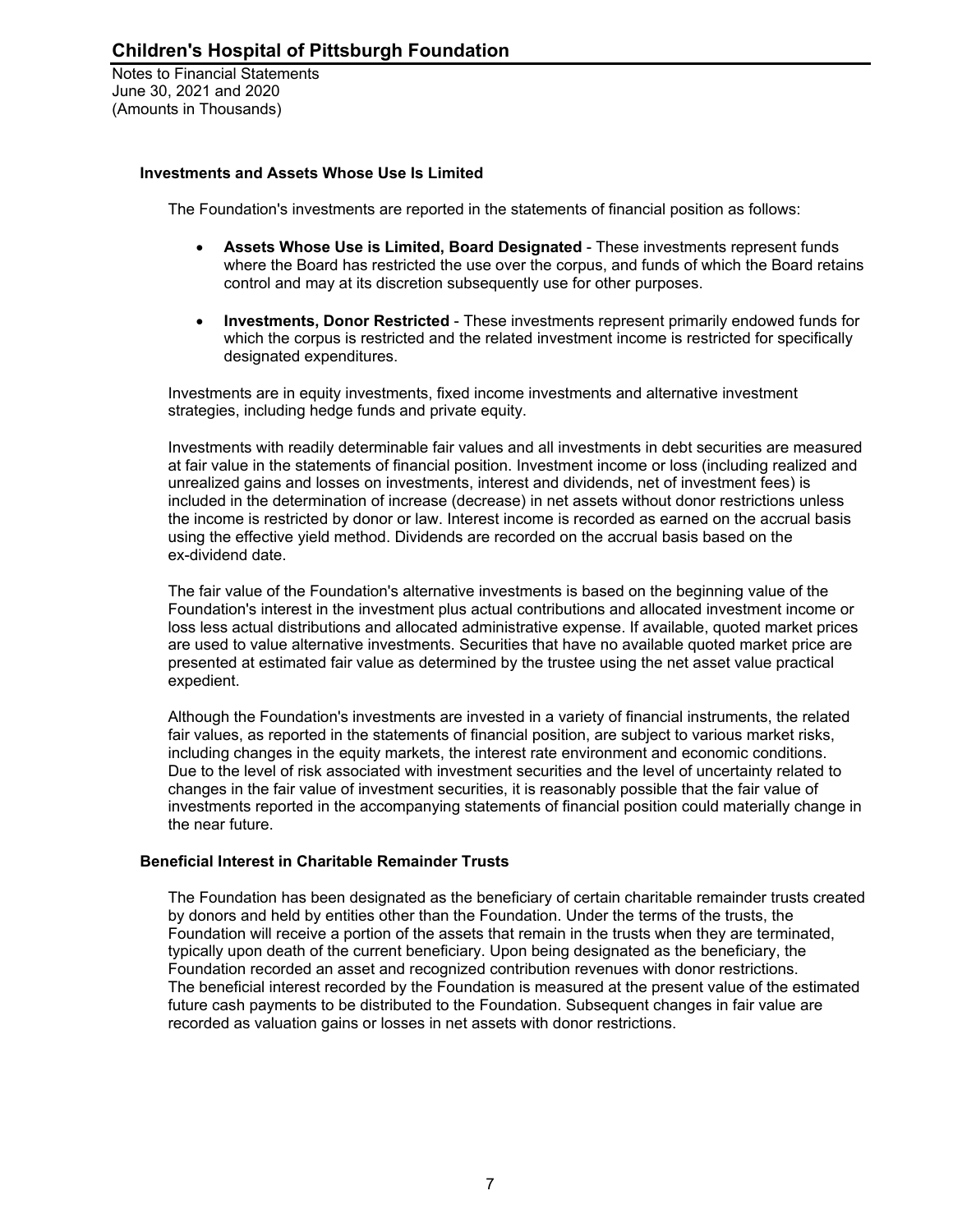### Investments and Assets Whose Use Is Limited

The Foundation's investments are reported in the statements of financial position as follows:

- **Assets Whose Use is Limited, Board Designated** - These investments represent funds where the Board has restricted the use over the corpus, and funds of which the Board retains control and may at its discretion subsequently use for other purposes.
- **Investments, Donor Restricted** - These investments represent primarily endowed funds for which the corpus is restricted and the related investment income is restricted for specifically designated expenditures.

Investments are in equity investments, fixed income investments and alternative investment strategies, including hedge funds and private equity.

Investments with readily determinable fair values and all investments in debt securities are measured at fair value in the statements of financial position. Investment income or loss (including realized and unrealized gains and losses on investments, interest and dividends, net of investment fees) is included in the determination of increase (decrease) in net assets without donor restrictions unless the income is restricted by donor or law. Interest income is recorded as earned on the accrual basis using the effective yield method. Dividends are recorded on the accrual basis based on the ex-dividend date.

The fair value of the Foundation's alternative investments is based on the beginning value of the Foundation's interest in the investment plus actual contributions and allocated investment income or loss less actual distributions and allocated administrative expense. If available, quoted market prices are used to value alternative investments. Securities that have no available quoted market price are presented at estimated fair value as determined by the trustee using the net asset value practical expedient.

Although the Foundation's investments are invested in a variety of financial instruments, the related fair values, as reported in the statements of financial position, are subject to various market risks, including changes in the equity markets, the interest rate environment and economic conditions. Due to the level of risk associated with investment securities and the level of uncertainty related to changes in the fair value of investment securities, it is reasonably possible that the fair value of investments reported in the accompanying statements of financial position could materially change in the near future.

### Beneficial Interest in Charitable Remainder Trusts

The Foundation has been designated as the beneficiary of certain charitable remainder trusts created by donors and held by entities other than the Foundation. Under the terms of the trusts, the Foundation will receive a portion of the assets that remain in the trusts when they are terminated, typically upon death of the current beneficiary. Upon being designated as the beneficiary, the Foundation recorded an asset and recognized contribution revenues with donor restrictions. The beneficial interest recorded by the Foundation is measured at the present value of the estimated future cash payments to be distributed to the Foundation. Subsequent changes in fair value are recorded as valuation gains or losses in net assets with donor restrictions.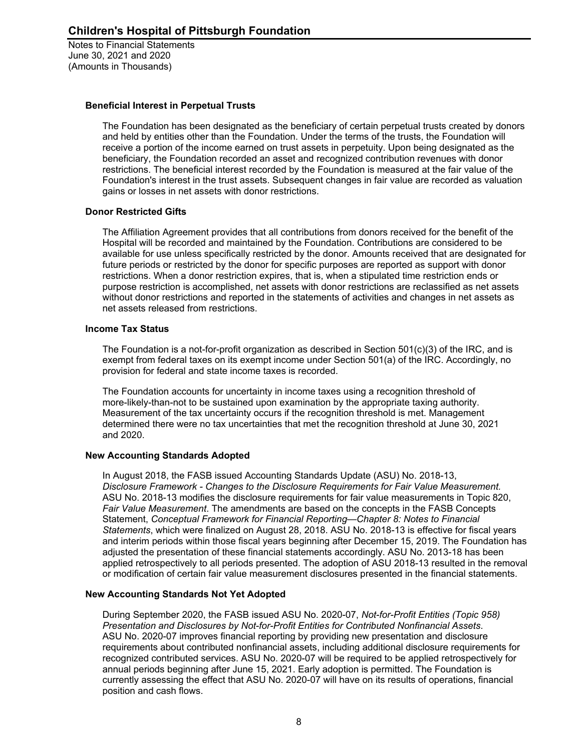### Beneficial Interest in Perpetual Trusts

The Foundation has been designated as the beneficiary of certain perpetual trusts created by donors and held by entities other than the Foundation. Under the terms of the trusts, the Foundation will receive a portion of the income earned on trust assets in perpetuity. Upon being designated as the beneficiary, the Foundation recorded an asset and recognized contribution revenues with donor restrictions. The beneficial interest recorded by the Foundation is measured at the fair value of the Foundation's interest in the trust assets. Subsequent changes in fair value are recorded as valuation gains or losses in net assets with donor restrictions.

### Donor Restricted Gifts

The Affiliation Agreement provides that all contributions from donors received for the benefit of the Hospital will be recorded and maintained by the Foundation. Contributions are considered to be available for use unless specifically restricted by the donor. Amounts received that are designated for future periods or restricted by the donor for specific purposes are reported as support with donor restrictions. When a donor restriction expires, that is, when a stipulated time restriction ends or purpose restriction is accomplished, net assets with donor restrictions are reclassified as net assets without donor restrictions and reported in the statements of activities and changes in net assets as net assets released from restrictions.

### Income Tax Status

The Foundation is a not-for-profit organization as described in Section 501(c)(3) of the IRC, and is exempt from federal taxes on its exempt income under Section 501(a) of the IRC. Accordingly, no provision for federal and state income taxes is recorded.

The Foundation accounts for uncertainty in income taxes using a recognition threshold of more-likely-than-not to be sustained upon examination by the appropriate taxing authority. Measurement of the tax uncertainty occurs if the recognition threshold is met. Management determined there were no tax uncertainties that met the recognition threshold at June 30, 2021 and 2020.

### New Accounting Standards Adopted

In August 2018, the FASB issued Accounting Standards Update (ASU) No. 2018-13, *Disclosure Framework - Changes to the Disclosure Requirements for Fair Value Measurement.* ASU No. 2018-13 modifies the disclosure requirements for fair value measurements in Topic 820, *Fair Value Measurement*. The amendments are based on the concepts in the FASB Concepts Statement, *Conceptual Framework for Financial Reporting—Chapter 8: Notes to Financial Statements*, which were finalized on August 28, 2018. ASU No. 2018-13 is effective for fiscal years and interim periods within those fiscal years beginning after December 15, 2019. The Foundation has adjusted the presentation of these financial statements accordingly. ASU No. 2013-18 has been applied retrospectively to all periods presented. The adoption of ASU 2018-13 resulted in the removal or modification of certain fair value measurement disclosures presented in the financial statements.

### New Accounting Standards Not Yet Adopted

During September 2020, the FASB issued ASU No. 2020-07, *Not-for-Profit Entities (Topic 958) Presentation and Disclosures by Not-for-Profit Entities for Contributed Nonfinancial Assets*. ASU No. 2020-07 improves financial reporting by providing new presentation and disclosure requirements about contributed nonfinancial assets, including additional disclosure requirements for recognized contributed services. ASU No. 2020-07 will be required to be applied retrospectively for annual periods beginning after June 15, 2021. Early adoption is permitted. The Foundation is currently assessing the effect that ASU No. 2020-07 will have on its results of operations, financial position and cash flows.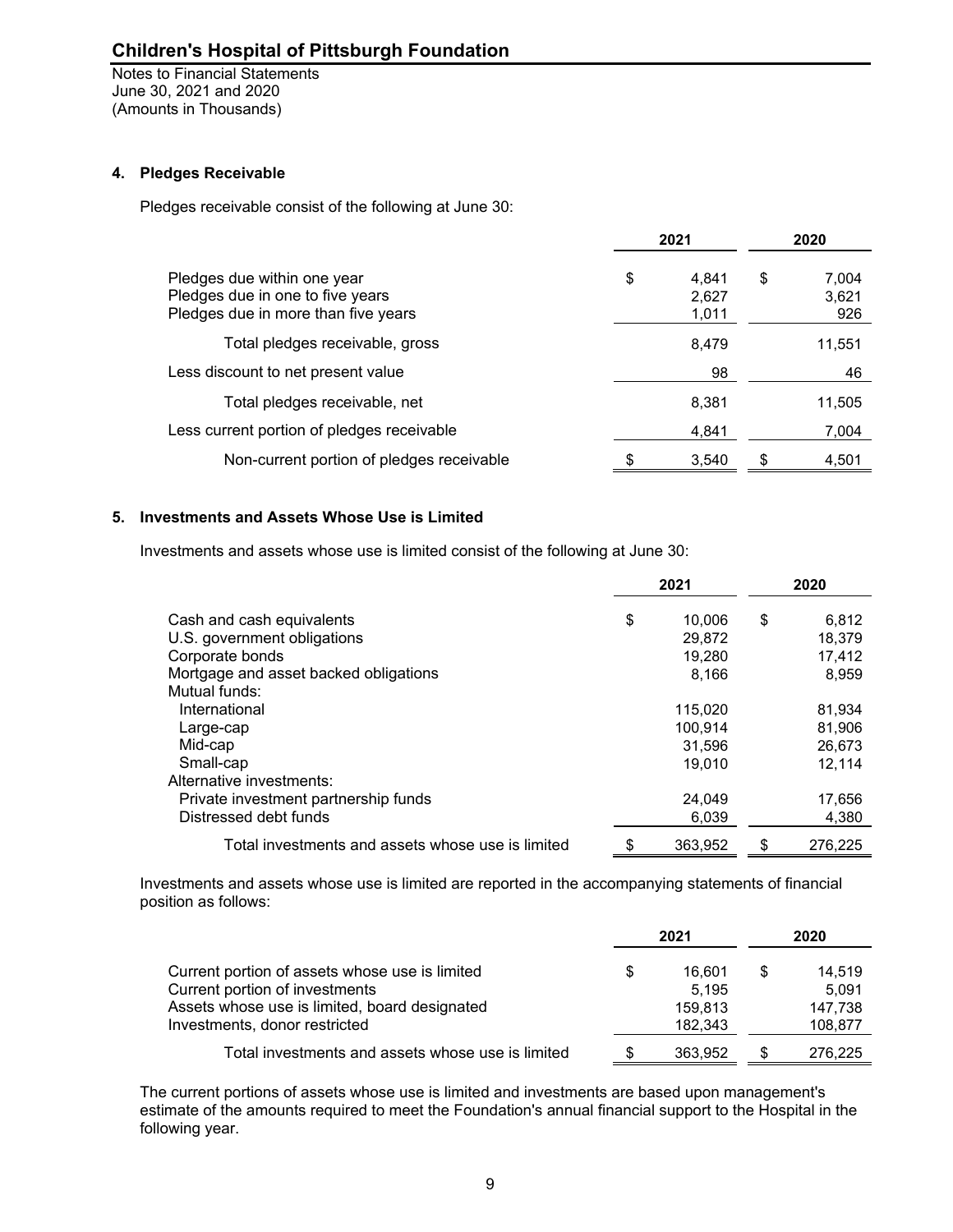## Children's Hospital of Pittsburgh Foundation

Notes to Financial Statements
June 30, 2021 and 2020
(Amounts in Thousands)

### 4. Pledges Receivable

Pledges receivable consist of the following at June 30:

| | 2021 | 2020 |
|---|---|---|
| Pledges due within one year | $ 4,841 | $ 7,004 |
| Pledges due in one to five years | 2,627 | 3,621 |
| Pledges due in more than five years | 1,011 | 926 |
| Total pledges receivable, gross | 8,479 | 11,551 |
| Less discount to net present value | 98 | 46 |
| Total pledges receivable, net | 8,381 | 11,505 |
| Less current portion of pledges receivable | 4,841 | 7,004 |
| Non-current portion of pledges receivable | $ 3,540 | $ 4,501 |

### 5. Investments and Assets Whose Use is Limited

Investments and assets whose use is limited consist of the following at June 30:

| | 2021 | 2020 |
|---|---|---|
| Cash and cash equivalents | $ 10,006 | $ 6,812 |
| U.S. government obligations | 29,872 | 18,379 |
| Corporate bonds | 19,280 | 17,412 |
| Mortgage and asset backed obligations | 8,166 | 8,959 |
| Mutual funds: | | |
| International | 115,020 | 81,934 |
| Large-cap | 100,914 | 81,906 |
| Mid-cap | 31,596 | 26,673 |
| Small-cap | 19,010 | 12,114 |
| Alternative investments: | | |
| Private investment partnership funds | 24,049 | 17,656 |
| Distressed debt funds | 6,039 | 4,380 |
| Total investments and assets whose use is limited | $ 363,952 | $ 276,225 |

Investments and assets whose use is limited are reported in the accompanying statements of financial position as follows:

| | 2021 | 2020 |
|---|---|---|
| Current portion of assets whose use is limited | $ 16,601 | $ 14,519 |
| Current portion of investments | 5,195 | 5,091 |
| Assets whose use is limited, board designated | 159,813 | 147,738 |
| Investments, donor restricted | 182,343 | 108,877 |
| Total investments and assets whose use is limited | $ 363,952 | $ 276,225 |

The current portions of assets whose use is limited and investments are based upon management's estimate of the amounts required to meet the Foundation's annual financial support to the Hospital in the following year.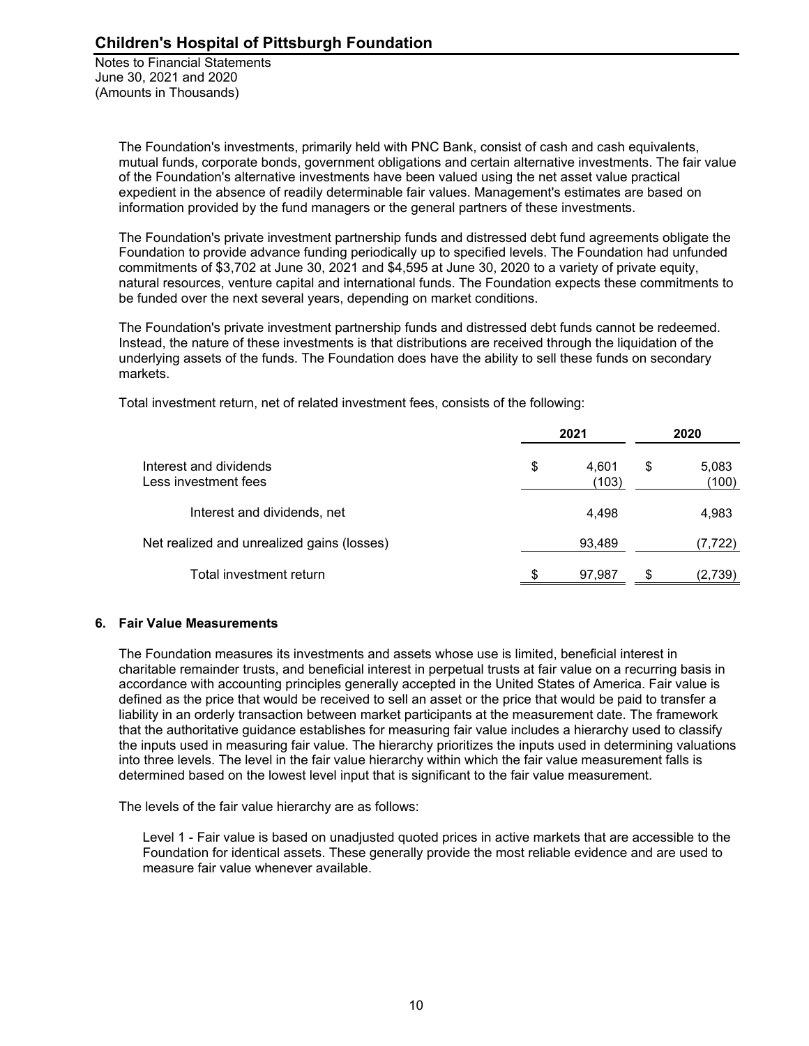The Foundation's investments, primarily held with PNC Bank, consist of cash and cash equivalents, mutual funds, corporate bonds, government obligations and certain alternative investments. The fair value of the Foundation's alternative investments have been valued using the net asset value practical expedient in the absence of readily determinable fair values. Management's estimates are based on information provided by the fund managers or the general partners of these investments.

The Foundation's private investment partnership funds and distressed debt fund agreements obligate the Foundation to provide advance funding periodically up to specified levels. The Foundation had unfunded commitments of $3,702 at June 30, 2021 and $4,595 at June 30, 2020 to a variety of private equity, natural resources, venture capital and international funds. The Foundation expects these commitments to be funded over the next several years, depending on market conditions.

The Foundation's private investment partnership funds and distressed debt funds cannot be redeemed. Instead, the nature of these investments is that distributions are received through the liquidation of the underlying assets of the funds. The Foundation does have the ability to sell these funds on secondary markets.

Total investment return, net of related investment fees, consists of the following:

| | 2021 | 2020 |
|---|---|---|
| Interest and dividends | $ 4,601 | $ 5,083 |
| Less investment fees | (103) | (100) |
| Interest and dividends, net | 4,498 | 4,983 |
| Net realized and unrealized gains (losses) | 93,489 | (7,722) |
| Total investment return | $ 97,987 | $ (2,739) |

## 6. Fair Value Measurements

The Foundation measures its investments and assets whose use is limited, beneficial interest in charitable remainder trusts, and beneficial interest in perpetual trusts at fair value on a recurring basis in accordance with accounting principles generally accepted in the United States of America. Fair value is defined as the price that would be received to sell an asset or the price that would be paid to transfer a liability in an orderly transaction between market participants at the measurement date. The framework that the authoritative guidance establishes for measuring fair value includes a hierarchy used to classify the inputs used in measuring fair value. The hierarchy prioritizes the inputs used in determining valuations into three levels. The level in the fair value hierarchy within which the fair value measurement falls is determined based on the lowest level input that is significant to the fair value measurement.

The levels of the fair value hierarchy are as follows:

Level 1 - Fair value is based on unadjusted quoted prices in active markets that are accessible to the Foundation for identical assets. These generally provide the most reliable evidence and are used to measure fair value whenever available.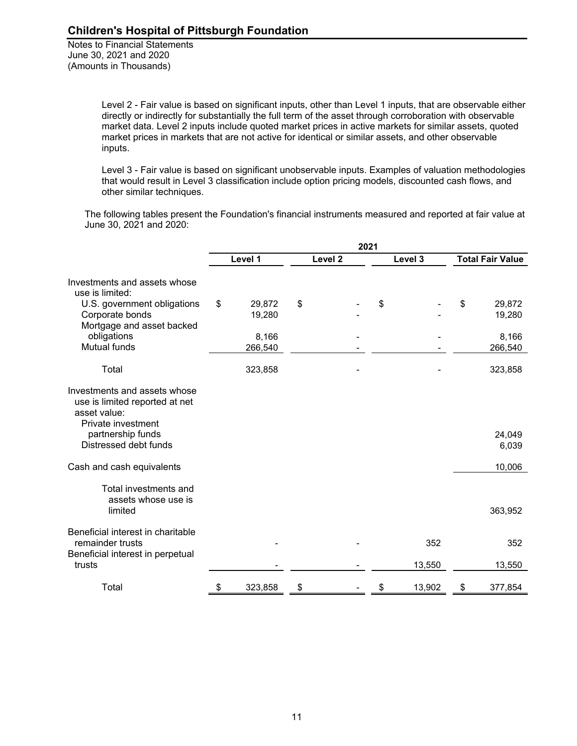Level 2 - Fair value is based on significant inputs, other than Level 1 inputs, that are observable either directly or indirectly for substantially the full term of the asset through corroboration with observable market data. Level 2 inputs include quoted market prices in active markets for similar assets, quoted market prices in markets that are not active for identical or similar assets, and other observable inputs.

Level 3 - Fair value is based on significant unobservable inputs. Examples of valuation methodologies that would result in Level 3 classification include option pricing models, discounted cash flows, and other similar techniques.

The following tables present the Foundation's financial instruments measured and reported at fair value at June 30, 2021 and 2020:

| | 2021 | | | |
|---|---|---|---|---|
| | Level 1 | Level 2 | Level 3 | Total Fair Value |
| Investments and assets whose use is limited: | | | | |
| U.S. government obligations | $ 29,872 | $ - | $ - | $ 29,872 |
| Corporate bonds | 19,280 | - | - | 19,280 |
| Mortgage and asset backed obligations | 8,166 | - | - | 8,166 |
| Mutual funds | 266,540 | - | - | 266,540 |
| Total | 323,858 | - | - | 323,858 |
| Investments and assets whose use is limited reported at net asset value: | | | | |
| Private investment partnership funds | | | | 24,049 |
| Distressed debt funds | | | | 6,039 |
| Cash and cash equivalents | | | | 10,006 |
| Total investments and assets whose use is limited | | | | 363,952 |
| Beneficial interest in charitable remainder trusts | - | - | 352 | 352 |
| Beneficial interest in perpetual trusts | - | - | 13,550 | 13,550 |
| Total | $ 323,858 | $ - | $ 13,902 | $ 377,854 |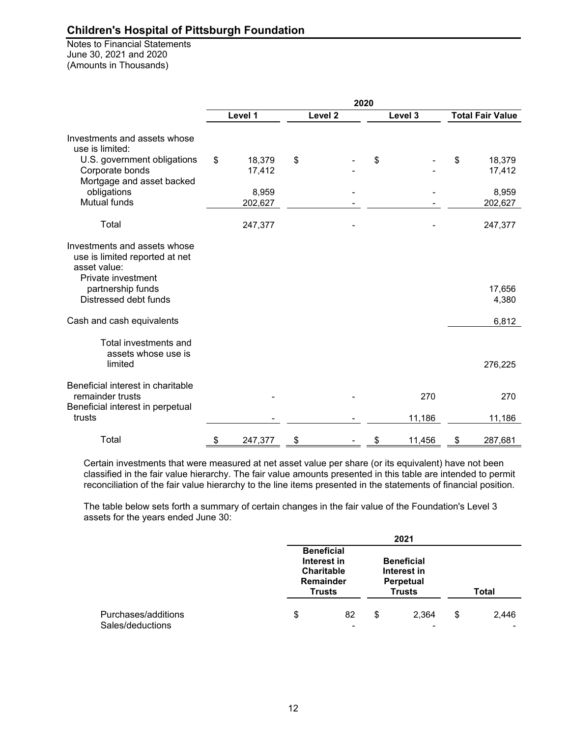## Children's Hospital of Pittsburgh Foundation

Notes to Financial Statements
June 30, 2021 and 2020
(Amounts in Thousands)

| | 2020 | | | |
|---|---|---|---|---|
| | Level 1 | Level 2 | Level 3 | Total Fair Value |
| Investments and assets whose use is limited: | | | | |
| U.S. government obligations | $ 18,379 | $ - | $ - | $ 18,379 |
| Corporate bonds | 17,412 | - | - | 17,412 |
| Mortgage and asset backed obligations | 8,959 | - | - | 8,959 |
| Mutual funds | 202,627 | - | - | 202,627 |
| Total | 247,377 | - | - | 247,377 |
| Investments and assets whose use is limited reported at net asset value: | | | | |
| Private investment partnership funds | | | | 17,656 |
| Distressed debt funds | | | | 4,380 |
| Cash and cash equivalents | | | | 6,812 |
| Total investments and assets whose use is limited | | | | 276,225 |
| Beneficial interest in charitable remainder trusts | - | - | 270 | 270 |
| Beneficial interest in perpetual trusts | - | - | 11,186 | 11,186 |
| Total | $ 247,377 | $ - | $ 11,456 | $ 287,681 |

Certain investments that were measured at net asset value per share (or its equivalent) have not been classified in the fair value hierarchy. The fair value amounts presented in this table are intended to permit reconciliation of the fair value hierarchy to the line items presented in the statements of financial position.

The table below sets forth a summary of certain changes in the fair value of the Foundation's Level 3 assets for the years ended June 30:

| | 2021 | | |
|---|---|---|---|
| | Beneficial Interest in Charitable Remainder Trusts | Beneficial Interest in Perpetual Trusts | Total |
| Purchases/additions | $ 82 | $ 2,364 | $ 2,446 |
| Sales/deductions | - | - | - |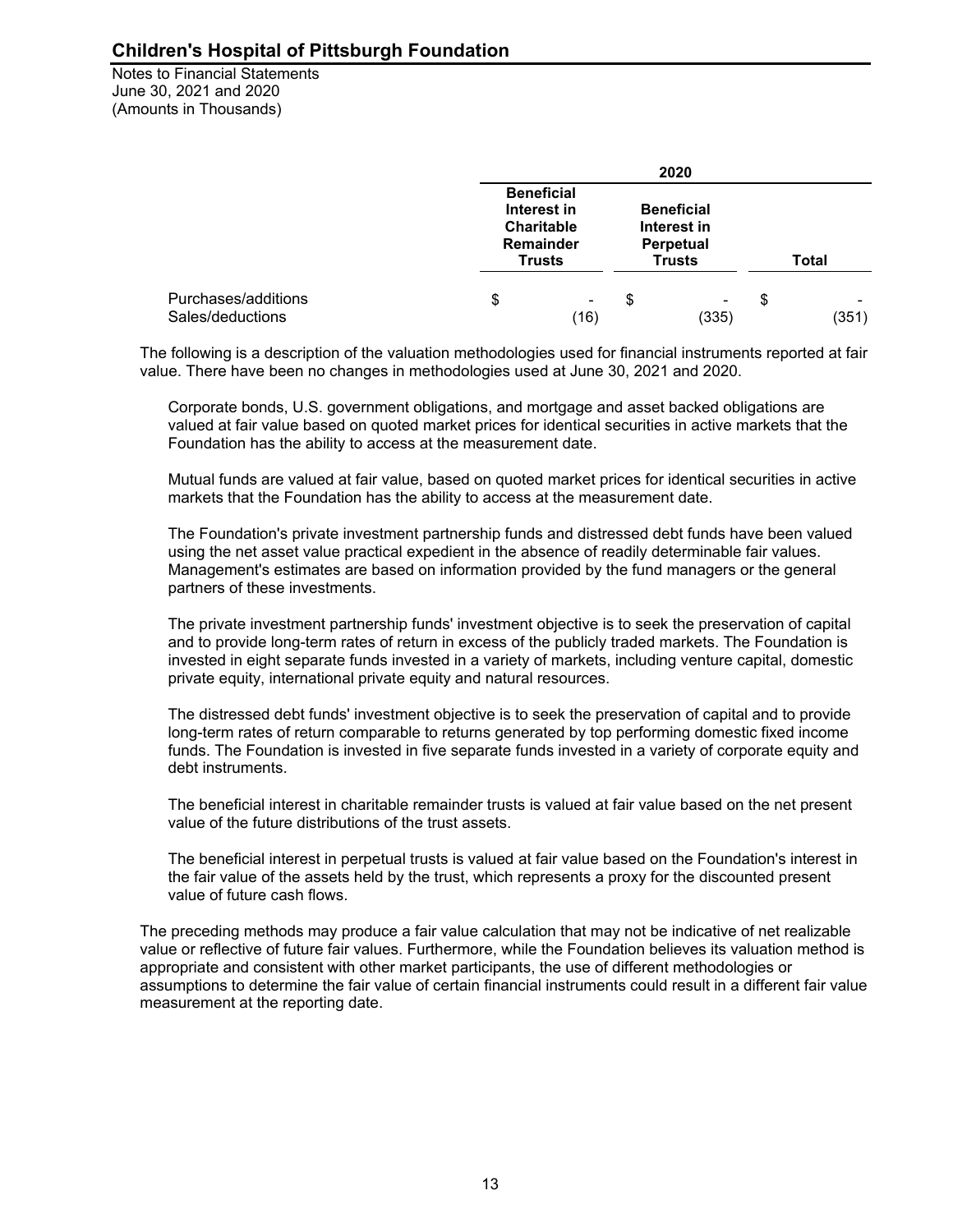## Children's Hospital of Pittsburgh Foundation

Notes to Financial Statements
June 30, 2021 and 2020
(Amounts in Thousands)

| | 2020 | | |
|---|---|---|---|
| | Beneficial Interest in Charitable Remainder Trusts | Beneficial Interest in Perpetual Trusts | Total |
| Purchases/additions | $ - | $ - | $ - |
| Sales/deductions | (16) | (335) | (351) |

The following is a description of the valuation methodologies used for financial instruments reported at fair value. There have been no changes in methodologies used at June 30, 2021 and 2020.

Corporate bonds, U.S. government obligations, and mortgage and asset backed obligations are valued at fair value based on quoted market prices for identical securities in active markets that the Foundation has the ability to access at the measurement date.

Mutual funds are valued at fair value, based on quoted market prices for identical securities in active markets that the Foundation has the ability to access at the measurement date.

The Foundation's private investment partnership funds and distressed debt funds have been valued using the net asset value practical expedient in the absence of readily determinable fair values. Management's estimates are based on information provided by the fund managers or the general partners of these investments.

The private investment partnership funds' investment objective is to seek the preservation of capital and to provide long-term rates of return in excess of the publicly traded markets. The Foundation is invested in eight separate funds invested in a variety of markets, including venture capital, domestic private equity, international private equity and natural resources.

The distressed debt funds' investment objective is to seek the preservation of capital and to provide long-term rates of return comparable to returns generated by top performing domestic fixed income funds. The Foundation is invested in five separate funds invested in a variety of corporate equity and debt instruments.

The beneficial interest in charitable remainder trusts is valued at fair value based on the net present value of the future distributions of the trust assets.

The beneficial interest in perpetual trusts is valued at fair value based on the Foundation's interest in the fair value of the assets held by the trust, which represents a proxy for the discounted present value of future cash flows.

The preceding methods may produce a fair value calculation that may not be indicative of net realizable value or reflective of future fair values. Furthermore, while the Foundation believes its valuation method is appropriate and consistent with other market participants, the use of different methodologies or assumptions to determine the fair value of certain financial instruments could result in a different fair value measurement at the reporting date.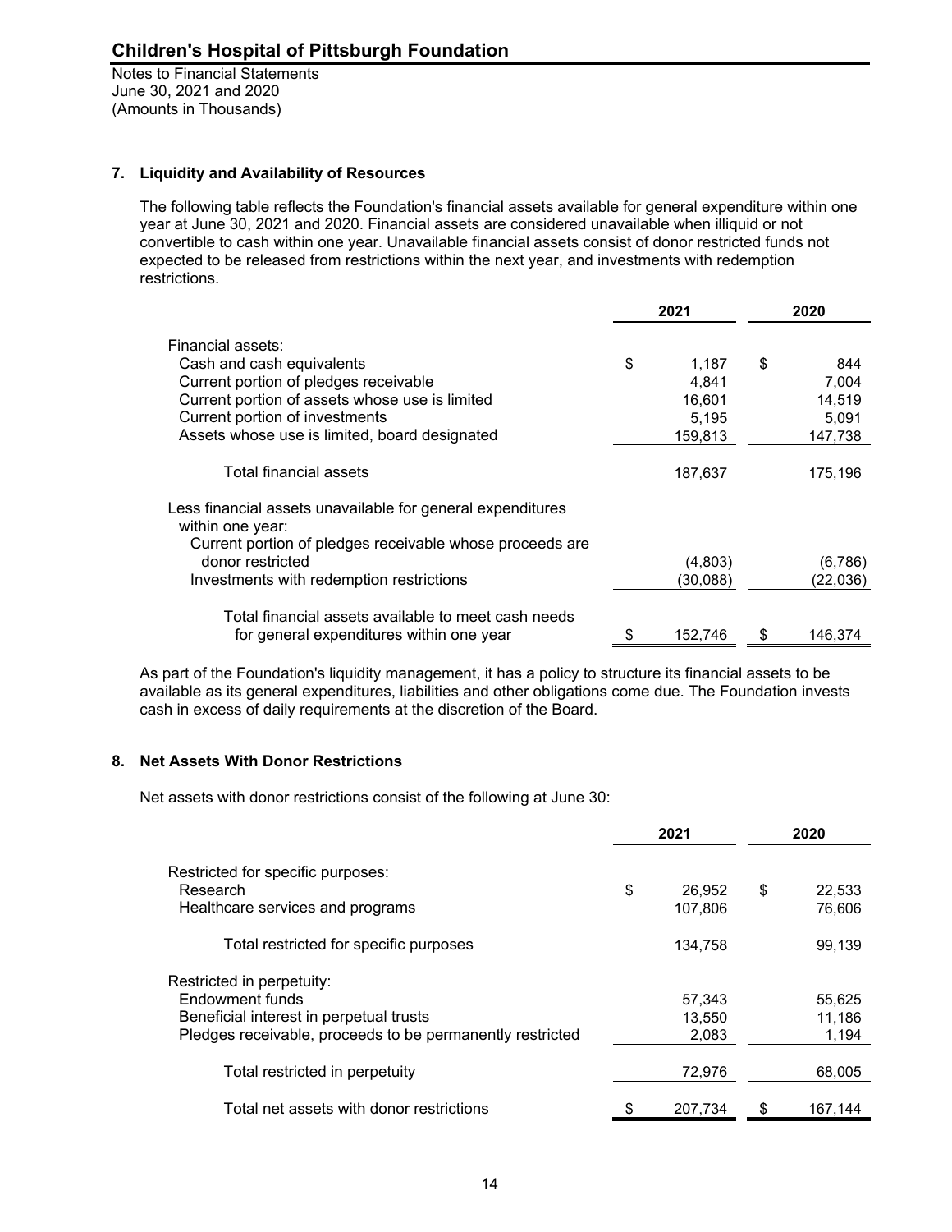## 7. Liquidity and Availability of Resources

The following table reflects the Foundation's financial assets available for general expenditure within one year at June 30, 2021 and 2020. Financial assets are considered unavailable when illiquid or not convertible to cash within one year. Unavailable financial assets consist of donor restricted funds not expected to be released from restrictions within the next year, and investments with redemption restrictions.

| | 2021 | 2020 |
|---|---|---|
| Financial assets: | | |
| Cash and cash equivalents | $ 1,187 | $ 844 |
| Current portion of pledges receivable | 4,841 | 7,004 |
| Current portion of assets whose use is limited | 16,601 | 14,519 |
| Current portion of investments | 5,195 | 5,091 |
| Assets whose use is limited, board designated | 159,813 | 147,738 |
| Total financial assets | 187,637 | 175,196 |
| Less financial assets unavailable for general expenditures within one year: | | |
| Current portion of pledges receivable whose proceeds are donor restricted | (4,803) | (6,786) |
| Investments with redemption restrictions | (30,088) | (22,036) |
| Total financial assets available to meet cash needs for general expenditures within one year | $ 152,746 | $ 146,374 |

As part of the Foundation's liquidity management, it has a policy to structure its financial assets to be available as its general expenditures, liabilities and other obligations come due. The Foundation invests cash in excess of daily requirements at the discretion of the Board.

## 8. Net Assets With Donor Restrictions

Net assets with donor restrictions consist of the following at June 30:

| | 2021 | 2020 |
|---|---|---|
| Restricted for specific purposes: | | |
| Research | $ 26,952 | $ 22,533 |
| Healthcare services and programs | 107,806 | 76,606 |
| Total restricted for specific purposes | 134,758 | 99,139 |
| Restricted in perpetuity: | | |
| Endowment funds | 57,343 | 55,625 |
| Beneficial interest in perpetual trusts | 13,550 | 11,186 |
| Pledges receivable, proceeds to be permanently restricted | 2,083 | 1,194 |
| Total restricted in perpetuity | 72,976 | 68,005 |
| Total net assets with donor restrictions | $ 207,734 | $ 167,144 |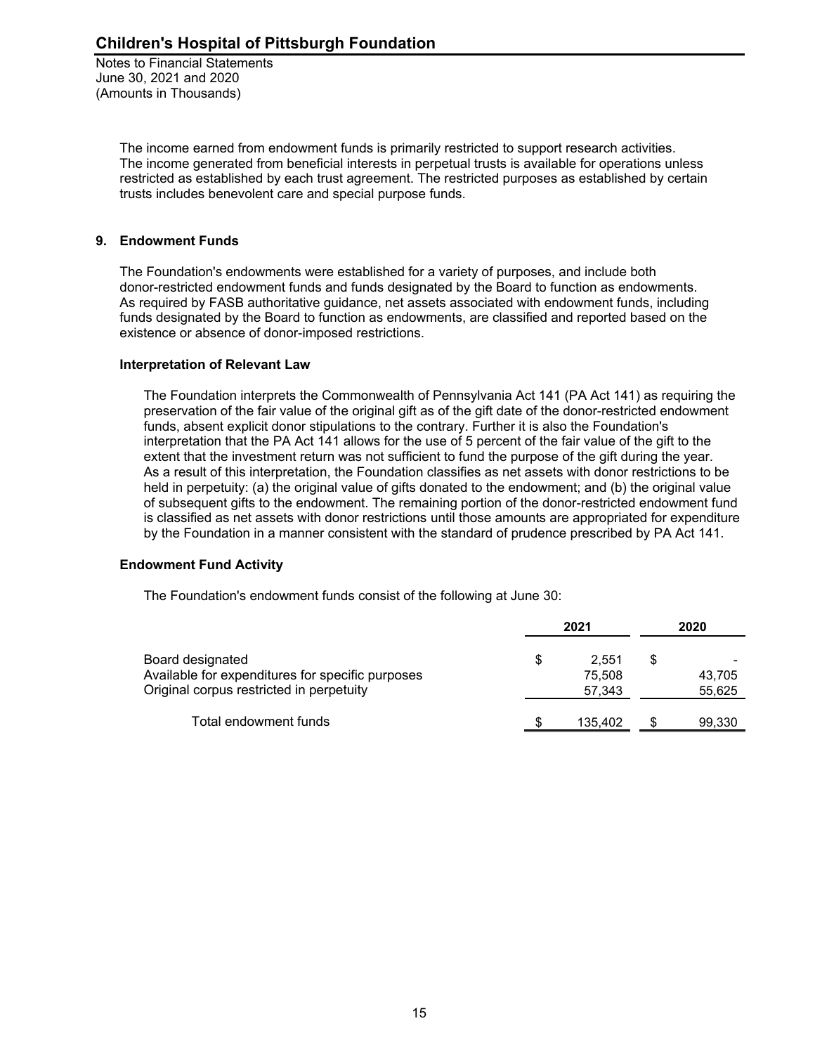The income earned from endowment funds is primarily restricted to support research activities. The income generated from beneficial interests in perpetual trusts is available for operations unless restricted as established by each trust agreement. The restricted purposes as established by certain trusts includes benevolent care and special purpose funds.

## 9. Endowment Funds

The Foundation's endowments were established for a variety of purposes, and include both donor-restricted endowment funds and funds designated by the Board to function as endowments. As required by FASB authoritative guidance, net assets associated with endowment funds, including funds designated by the Board to function as endowments, are classified and reported based on the existence or absence of donor-imposed restrictions.

### Interpretation of Relevant Law

The Foundation interprets the Commonwealth of Pennsylvania Act 141 (PA Act 141) as requiring the preservation of the fair value of the original gift as of the gift date of the donor-restricted endowment funds, absent explicit donor stipulations to the contrary. Further it is also the Foundation's interpretation that the PA Act 141 allows for the use of 5 percent of the fair value of the gift to the extent that the investment return was not sufficient to fund the purpose of the gift during the year. As a result of this interpretation, the Foundation classifies as net assets with donor restrictions to be held in perpetuity: (a) the original value of gifts donated to the endowment; and (b) the original value of subsequent gifts to the endowment. The remaining portion of the donor-restricted endowment fund is classified as net assets with donor restrictions until those amounts are appropriated for expenditure by the Foundation in a manner consistent with the standard of prudence prescribed by PA Act 141.

### Endowment Fund Activity

The Foundation's endowment funds consist of the following at June 30:

| | 2021 | 2020 |
|---|---|---|
| Board designated | $ 2,551 | $ - |
| Available for expenditures for specific purposes | 75,508 | 43,705 |
| Original corpus restricted in perpetuity | 57,343 | 55,625 |
| Total endowment funds | $ 135,402 | $ 99,330 |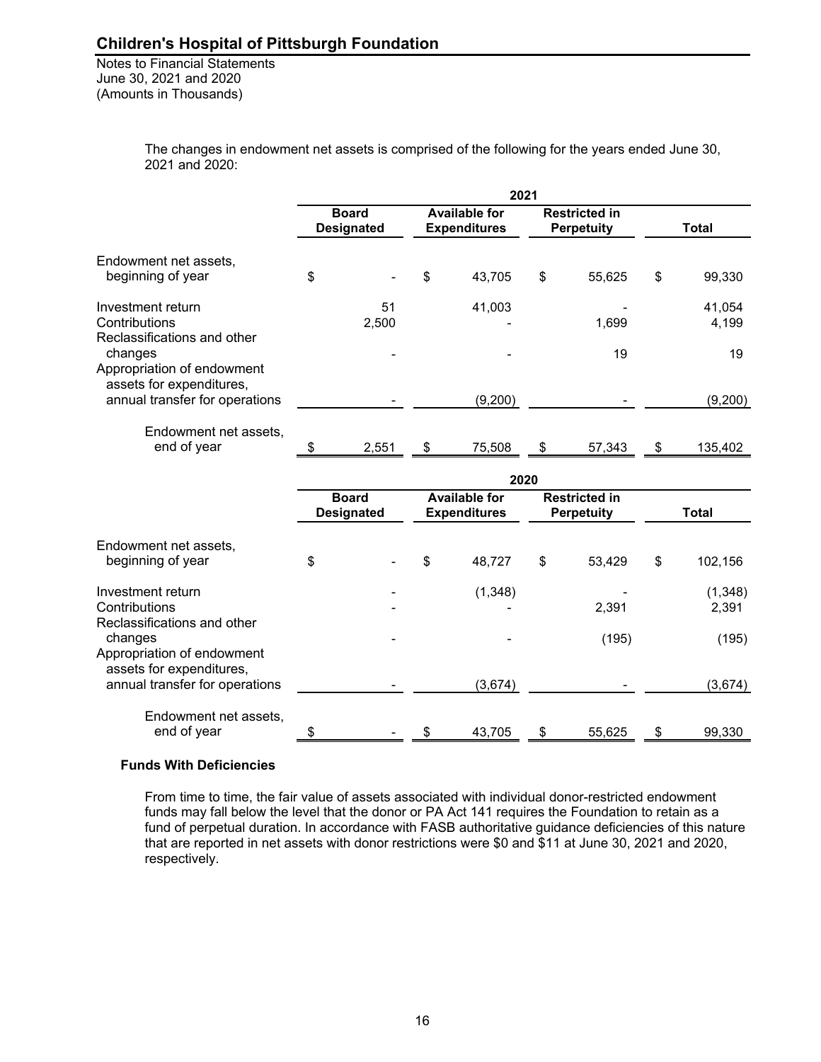# Children's Hospital of Pittsburgh Foundation

Notes to Financial Statements
June 30, 2021 and 2020
(Amounts in Thousands)

The changes in endowment net assets is comprised of the following for the years ended June 30, 2021 and 2020:

| | 2021 | | | |
|---|---|---|---|---|
| | Board Designated | Available for Expenditures | Restricted in Perpetuity | Total |
| Endowment net assets, beginning of year | $ - | $ 43,705 | $ 55,625 | $ 99,330 |
| Investment return | 51 | 41,003 | - | 41,054 |
| Contributions | 2,500 | - | 1,699 | 4,199 |
| Reclassifications and other changes | - | - | 19 | 19 |
| Appropriation of endowment assets for expenditures, annual transfer for operations | - | (9,200) | - | (9,200) |
| Endowment net assets, end of year | $ 2,551 | $ 75,508 | $ 57,343 | $ 135,402 |

| | 2020 | | | |
|---|---|---|---|---|
| | Board Designated | Available for Expenditures | Restricted in Perpetuity | Total |
| Endowment net assets, beginning of year | $ - | $ 48,727 | $ 53,429 | $ 102,156 |
| Investment return | - | (1,348) | - | (1,348) |
| Contributions | - | - | 2,391 | 2,391 |
| Reclassifications and other changes | - | - | (195) | (195) |
| Appropriation of endowment assets for expenditures, annual transfer for operations | - | (3,674) | - | (3,674) |
| Endowment net assets, end of year | $ - | $ 43,705 | $ 55,625 | $ 99,330 |

### Funds With Deficiencies

From time to time, the fair value of assets associated with individual donor-restricted endowment funds may fall below the level that the donor or PA Act 141 requires the Foundation to retain as a fund of perpetual duration. In accordance with FASB authoritative guidance deficiencies of this nature that are reported in net assets with donor restrictions were $0 and $11 at June 30, 2021 and 2020, respectively.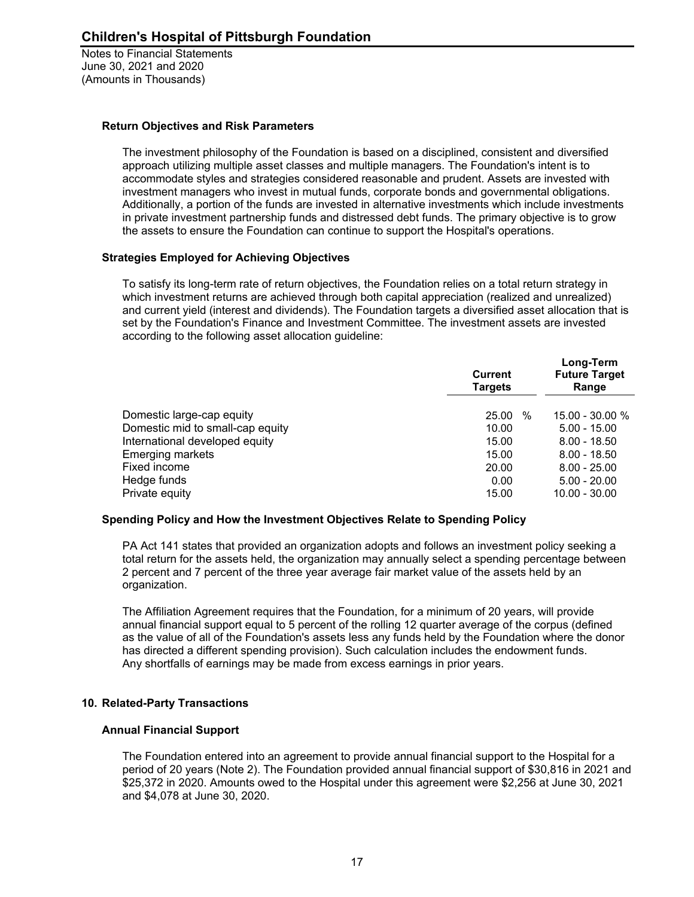#### Return Objectives and Risk Parameters

The investment philosophy of the Foundation is based on a disciplined, consistent and diversified approach utilizing multiple asset classes and multiple managers. The Foundation's intent is to accommodate styles and strategies considered reasonable and prudent. Assets are invested with investment managers who invest in mutual funds, corporate bonds and governmental obligations. Additionally, a portion of the funds are invested in alternative investments which include investments in private investment partnership funds and distressed debt funds. The primary objective is to grow the assets to ensure the Foundation can continue to support the Hospital's operations.

#### Strategies Employed for Achieving Objectives

To satisfy its long-term rate of return objectives, the Foundation relies on a total return strategy in which investment returns are achieved through both capital appreciation (realized and unrealized) and current yield (interest and dividends). The Foundation targets a diversified asset allocation that is set by the Foundation's Finance and Investment Committee. The investment assets are invested according to the following asset allocation guideline:

| | Current Targets | Long-Term Future Target Range |
|---|---|---|
| Domestic large-cap equity | 25.00 % | 15.00 - 30.00 % |
| Domestic mid to small-cap equity | 10.00 | 5.00 - 15.00 |
| International developed equity | 15.00 | 8.00 - 18.50 |
| Emerging markets | 15.00 | 8.00 - 18.50 |
| Fixed income | 20.00 | 8.00 - 25.00 |
| Hedge funds | 0.00 | 5.00 - 20.00 |
| Private equity | 15.00 | 10.00 - 30.00 |

#### Spending Policy and How the Investment Objectives Relate to Spending Policy

PA Act 141 states that provided an organization adopts and follows an investment policy seeking a total return for the assets held, the organization may annually select a spending percentage between 2 percent and 7 percent of the three year average fair market value of the assets held by an organization.

The Affiliation Agreement requires that the Foundation, for a minimum of 20 years, will provide annual financial support equal to 5 percent of the rolling 12 quarter average of the corpus (defined as the value of all of the Foundation's assets less any funds held by the Foundation where the donor has directed a different spending provision). Such calculation includes the endowment funds. Any shortfalls of earnings may be made from excess earnings in prior years.

### 10. Related-Party Transactions

#### Annual Financial Support

The Foundation entered into an agreement to provide annual financial support to the Hospital for a period of 20 years (Note 2). The Foundation provided annual financial support of $30,816 in 2021 and $25,372 in 2020. Amounts owed to the Hospital under this agreement were $2,256 at June 30, 2021 and $4,078 at June 30, 2020.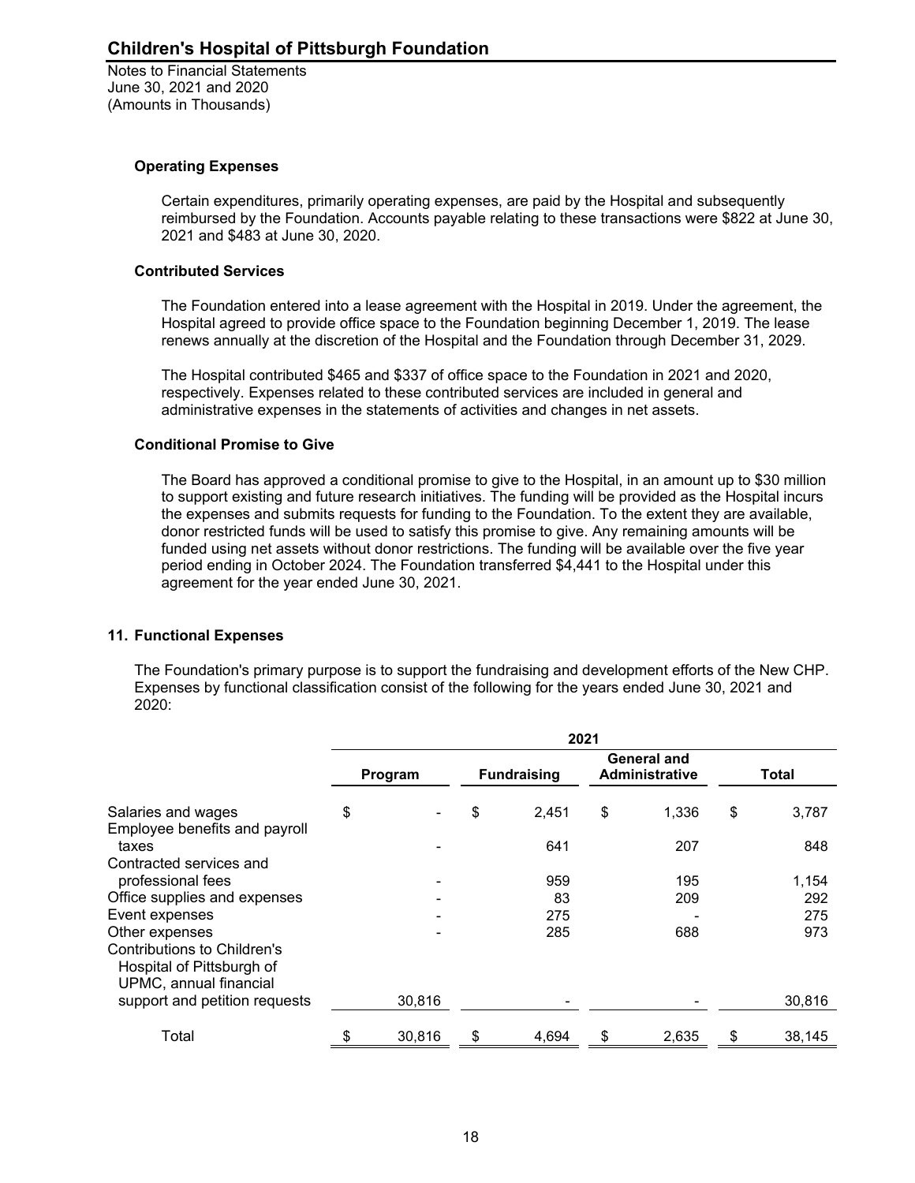**Operating Expenses**

Certain expenditures, primarily operating expenses, are paid by the Hospital and subsequently reimbursed by the Foundation. Accounts payable relating to these transactions were $822 at June 30, 2021 and $483 at June 30, 2020.

**Contributed Services**

The Foundation entered into a lease agreement with the Hospital in 2019. Under the agreement, the Hospital agreed to provide office space to the Foundation beginning December 1, 2019. The lease renews annually at the discretion of the Hospital and the Foundation through December 31, 2029.

The Hospital contributed $465 and $337 of office space to the Foundation in 2021 and 2020, respectively. Expenses related to these contributed services are included in general and administrative expenses in the statements of activities and changes in net assets.

**Conditional Promise to Give**

The Board has approved a conditional promise to give to the Hospital, in an amount up to $30 million to support existing and future research initiatives. The funding will be provided as the Hospital incurs the expenses and submits requests for funding to the Foundation. To the extent they are available, donor restricted funds will be used to satisfy this promise to give. Any remaining amounts will be funded using net assets without donor restrictions. The funding will be available over the five year period ending in October 2024. The Foundation transferred $4,441 to the Hospital under this agreement for the year ended June 30, 2021.

## 11. Functional Expenses

The Foundation's primary purpose is to support the fundraising and development efforts of the New CHP. Expenses by functional classification consist of the following for the years ended June 30, 2021 and 2020:

| | 2021 | | | |
|---|---|---|---|---|
| | Program | Fundraising | General and Administrative | Total |
| Salaries and wages | $ - | $ 2,451 | $ 1,336 | $ 3,787 |
| Employee benefits and payroll taxes | - | 641 | 207 | 848 |
| Contracted services and professional fees | - | 959 | 195 | 1,154 |
| Office supplies and expenses | - | 83 | 209 | 292 |
| Event expenses | - | 275 | - | 275 |
| Other expenses | - | 285 | 688 | 973 |
| Contributions to Children's Hospital of Pittsburgh of UPMC, annual financial support and petition requests | 30,816 | - | - | 30,816 |
| Total | $ 30,816 | $ 4,694 | $ 2,635 | $ 38,145 |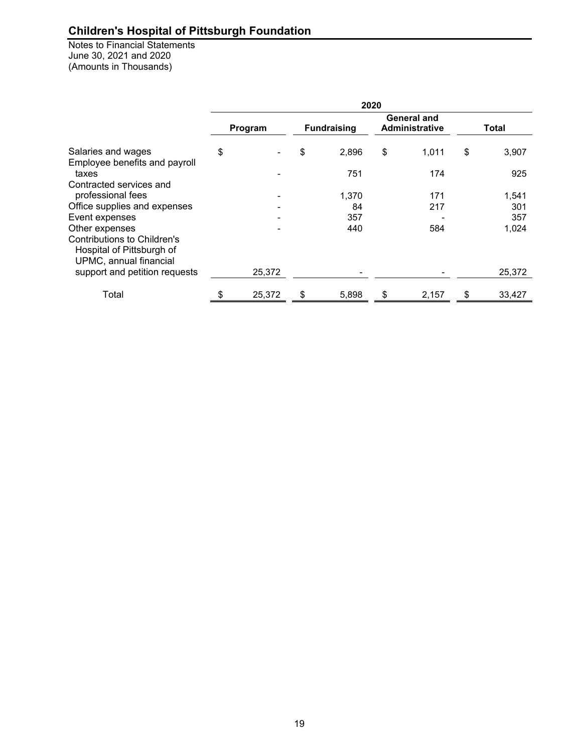## Children's Hospital of Pittsburgh Foundation

Notes to Financial Statements
June 30, 2021 and 2020
(Amounts in Thousands)

| | 2020 | | | |
|---|---|---|---|---|
| | Program | Fundraising | General and Administrative | Total |
| Salaries and wages | $ - | $ 2,896 | $ 1,011 | $ 3,907 |
| Employee benefits and payroll taxes | - | 751 | 174 | 925 |
| Contracted services and professional fees | - | 1,370 | 171 | 1,541 |
| Office supplies and expenses | - | 84 | 217 | 301 |
| Event expenses | - | 357 | - | 357 |
| Other expenses | - | 440 | 584 | 1,024 |
| Contributions to Children's Hospital of Pittsburgh of UPMC, annual financial support and petition requests | 25,372 | - | - | 25,372 |
| Total | $ 25,372 | $ 5,898 | $ 2,157 | $ 33,427 |